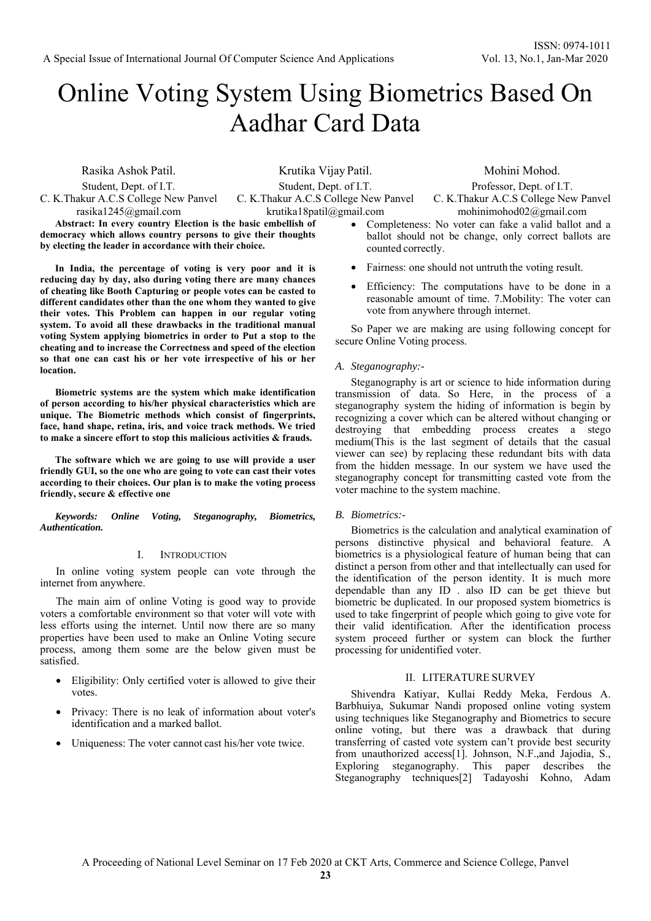# Online Voting System Using Biometrics Based On Aadhar Card Data

Rasika Ashok Patil.
Student, Dept. of I.T.
C. K.Thakur A.C.S College New Panvel
rasika1245@gmail.com

Krutika Vijay Patil.
Student, Dept. of I.T.
C. K.Thakur A.C.S College New Panvel
krutika18patil@gmail.com

Mohini Mohod.
Professor, Dept. of I.T.
C. K.Thakur A.C.S College New Panvel
mohinimohod02@gmail.com

**Abstract: In every country Election is the basic embellish of democracy which allows country persons to give their thoughts by electing the leader in accordance with their choice.**

**In India, the percentage of voting is very poor and it is reducing day by day, also during voting there are many chances of cheating like Booth Capturing or people votes can be casted to different candidates other than the one whom they wanted to give their votes. This Problem can happen in our regular voting system. To avoid all these drawbacks in the traditional manual voting System applying biometrics in order to Put a stop to the cheating and to increase the Correctness and speed of the election so that one can cast his or her vote irrespective of his or her location.**

**Biometric systems are the system which make identification of person according to his/her physical characteristics which are unique. The Biometric methods which consist of fingerprints, face, hand shape, retina, iris, and voice track methods. We tried to make a sincere effort to stop this malicious activities & frauds.**

**The software which we are going to use will provide a user friendly GUI, so the one who are going to vote can cast their votes according to their choices. Our plan is to make the voting process friendly, secure & effective one**

***Keywords: Online Voting, Steganography, Biometrics, Authentication.***

## I. Introduction

In online voting system people can vote through the internet from anywhere.

The main aim of online Voting is good way to provide voters a comfortable environment so that voter will vote with less efforts using the internet. Until now there are so many properties have been used to make an Online Voting secure process, among them some are the below given must be satisfied.

- Eligibility: Only certified voter is allowed to give their votes.
- Privacy: There is no leak of information about voter's identification and a marked ballot.
- Uniqueness: The voter cannot cast his/her vote twice.
- Completeness: No voter can fake a valid ballot and a ballot should not be change, only correct ballots are counted correctly.
- Fairness: one should not untruth the voting result.
- Efficiency: The computations have to be done in a reasonable amount of time. 7.Mobility: The voter can vote from anywhere through internet.

So Paper we are making are using following concept for secure Online Voting process.

### *A. Steganography:-*

Steganography is art or science to hide information during transmission of data. So Here, in the process of a steganography system the hiding of information is begin by recognizing a cover which can be altered without changing or destroying that embedding process creates a stego medium(This is the last segment of details that the casual viewer can see) by replacing these redundant bits with data from the hidden message. In our system we have used the steganography concept for transmitting casted vote from the voter machine to the system machine.

### *B. Biometrics:-*

Biometrics is the calculation and analytical examination of persons distinctive physical and behavioral feature. A biometrics is a physiological feature of human being that can distinct a person from other and that intellectually can used for the identification of the person identity. It is much more dependable than any ID . also ID can be get thieve but biometric be duplicated. In our proposed system biometrics is used to take fingerprint of people which going to give vote for their valid identification. After the identification process system proceed further or system can block the further processing for unidentified voter.

## II. Literature Survey

Shivendra Katiyar, Kullai Reddy Meka, Ferdous A. Barbhuiya, Sukumar Nandi proposed online voting system using techniques like Steganography and Biometrics to secure online voting, but there was a drawback that during transferring of casted vote system can't provide best security from unauthorized access[1]. Johnson, N.F.,and Jajodia, S., Exploring steganography. This paper describes the Steganography techniques[2] Tadayoshi Kohno, Adam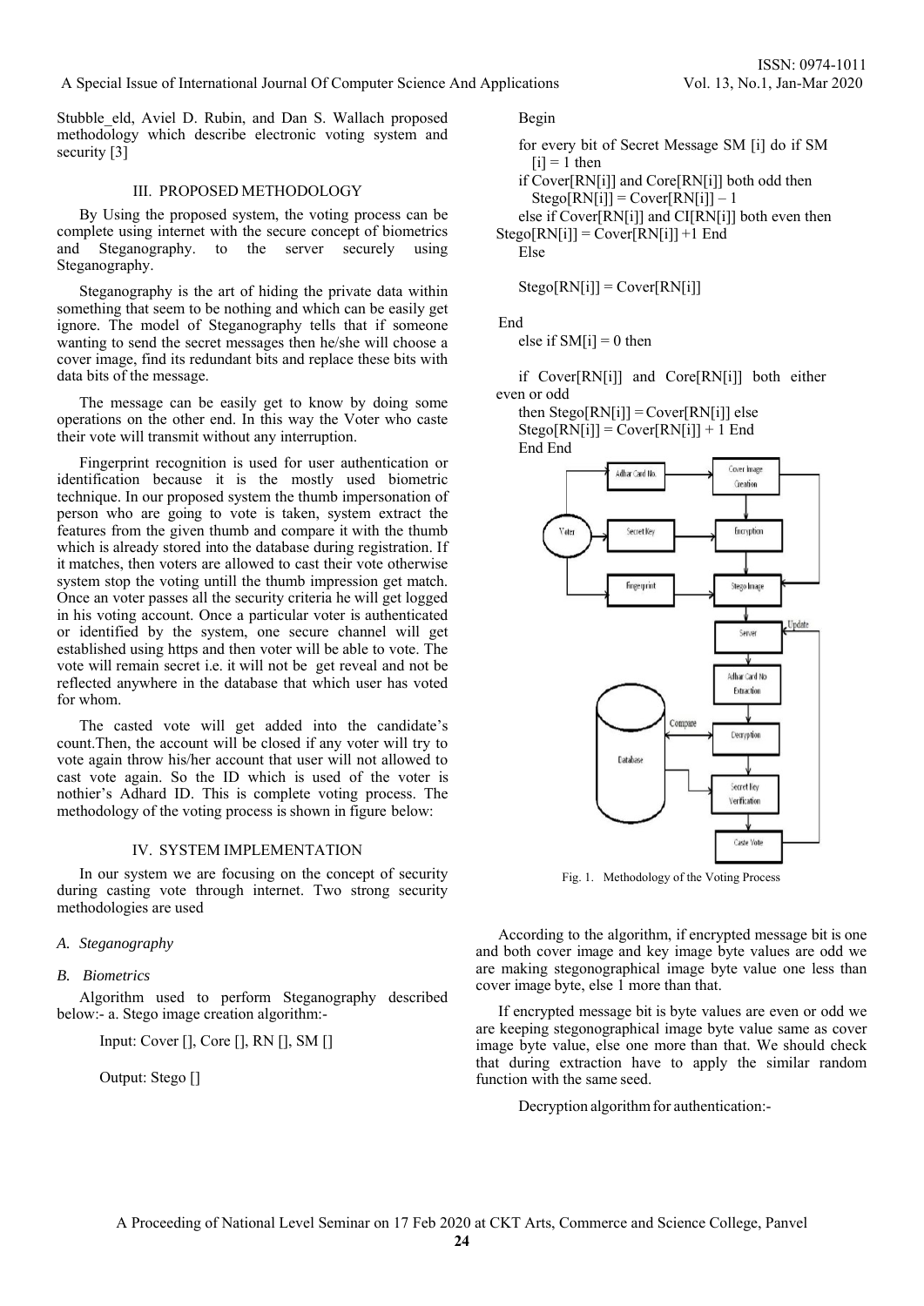Stubble_eld, Aviel D. Rubin, and Dan S. Wallach proposed methodology which describe electronic voting system and security [3]

## III. PROPOSED METHODOLOGY

By Using the proposed system, the voting process can be complete using internet with the secure concept of biometrics and Steganography. to the server securely using Steganography.

Steganography is the art of hiding the private data within something that seem to be nothing and which can be easily get ignore. The model of Steganography tells that if someone wanting to send the secret messages then he/she will choose a cover image, find its redundant bits and replace these bits with data bits of the message.

The message can be easily get to know by doing some operations on the other end. In this way the Voter who caste their vote will transmit without any interruption.

Fingerprint recognition is used for user authentication or identification because it is the mostly used biometric technique. In our proposed system the thumb impersonation of person who are going to vote is taken, system extract the features from the given thumb and compare it with the thumb which is already stored into the database during registration. If it matches, then voters are allowed to cast their vote otherwise system stop the voting untill the thumb impression get match. Once an voter passes all the security criteria he will get logged in his voting account. Once a particular voter is authenticated or identified by the system, one secure channel will get established using https and then voter will be able to vote. The vote will remain secret i.e. it will not be get reveal and not be reflected anywhere in the database that which user has voted for whom.

The casted vote will get added into the candidate's count.Then, the account will be closed if any voter will try to vote again throw his/her account that user will not allowed to cast vote again. So the ID which is used of the voter is nothier's Adhard ID. This is complete voting process. The methodology of the voting process is shown in figure below:

## IV. SYSTEM IMPLEMENTATION

In our system we are focusing on the concept of security during casting vote through internet. Two strong security methodologies are used

*A. Steganography*

*B. Biometrics*

Algorithm used to perform Steganography described below:- a. Stego image creation algorithm:-

Input: Cover [], Core [], RN [], SM []

Output: Stego []

```
Begin

for every bit of Secret Message SM [i] do if SM [i] = 1 then
if Cover[RN[i]] and Core[RN[i]] both odd then
  Stego[RN[i]] = Cover[RN[i]] – 1
else if Cover[RN[i]] and CI[RN[i]] both even then
Stego[RN[i]] = Cover[RN[i]] +1 End
Else

Stego[RN[i]] = Cover[RN[i]]

End
else if SM[i] = 0 then

if Cover[RN[i]] and Core[RN[i]] both either even or odd
then Stego[RN[i]] = Cover[RN[i]] else
Stego[RN[i]] = Cover[RN[i]] + 1 End
End End
```

Fig. 1. Methodology of the Voting Process

According to the algorithm, if encrypted message bit is one and both cover image and key image byte values are odd we are making stegonographical image byte value one less than cover image byte, else 1 more than that.

If encrypted message bit is byte values are even or odd we are keeping stegonographical image byte value same as cover image byte value, else one more than that. We should check that during extraction have to apply the similar random function with the same seed.

Decryption algorithm for authentication:-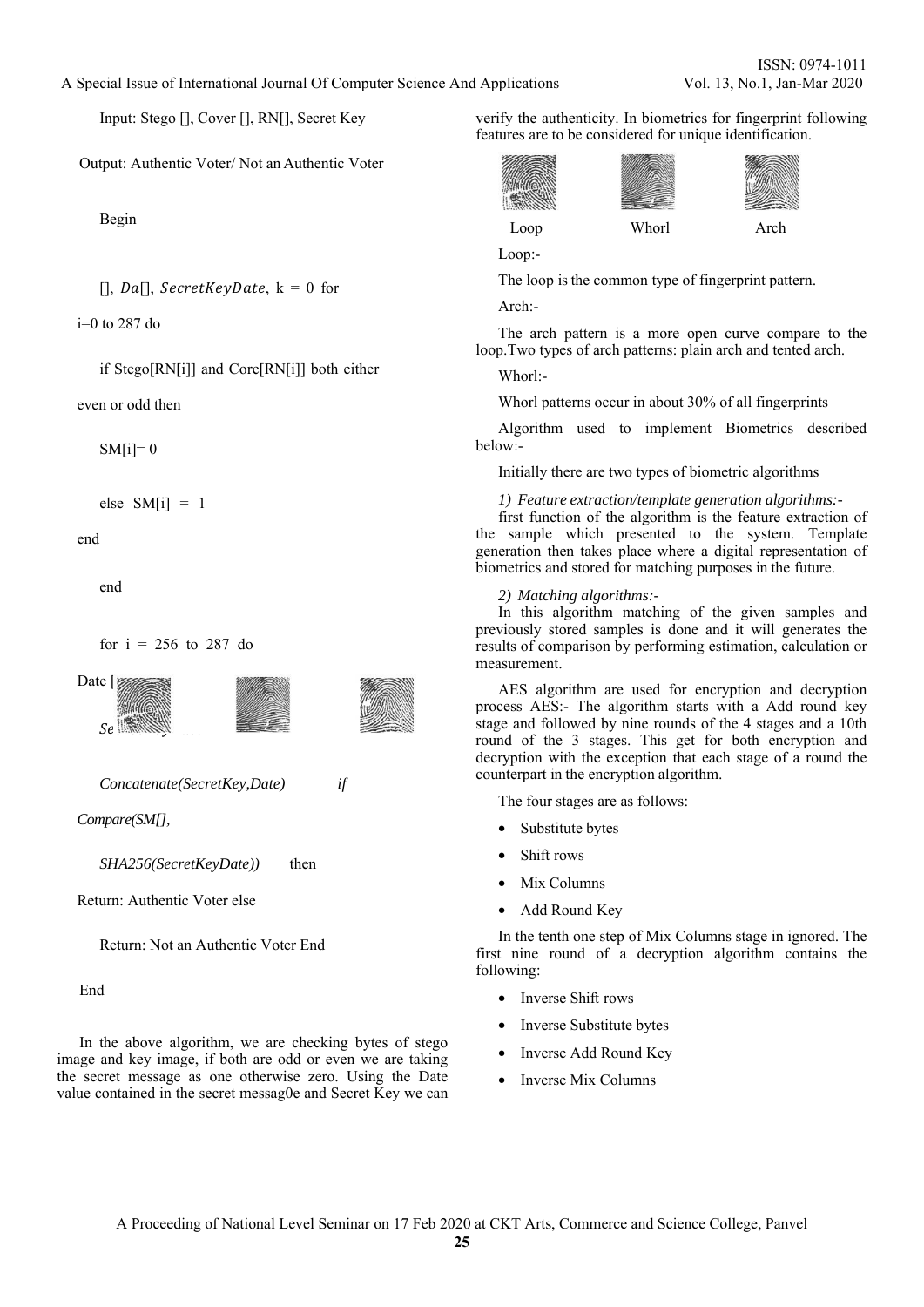Input: Stego [], Cover [], RN[], Secret Key

Output: Authentic Voter/ Not an Authentic Voter

Begin

[], $Da$[], $SecretKeyDate$, k = 0 for

i=0 to 287 do

if Stego[RN[i]] and Core[RN[i]] both either

even or odd then

SM[i]= 0

else SM[i] = 1

end

end

for i = 256 to 287 do

Date [

*Se*

*Concatenate(SecretKey,Date)* *if*

*Compare(SM[],*

*SHA256(SecretKeyDate))* then

Return: Authentic Voter else

Return: Not an Authentic Voter End

End

In the above algorithm, we are checking bytes of stego image and key image, if both are odd or even we are taking the secret message as one otherwise zero. Using the Date value contained in the secret messag0e and Secret Key we can verify the authenticity. In biometrics for fingerprint following features are to be considered for unique identification.

Loop Whorl Arch

Loop:-

The loop is the common type of fingerprint pattern.

Arch:-

The arch pattern is a more open curve compare to the loop.Two types of arch patterns: plain arch and tented arch.

Whorl:-

Whorl patterns occur in about 30% of all fingerprints

Algorithm used to implement Biometrics described below:-

Initially there are two types of biometric algorithms

*1) Feature extraction/template generation algorithms:-*
first function of the algorithm is the feature extraction of the sample which presented to the system. Template generation then takes place where a digital representation of biometrics and stored for matching purposes in the future.

*2) Matching algorithms:-*
In this algorithm matching of the given samples and previously stored samples is done and it will generates the results of comparison by performing estimation, calculation or measurement.

AES algorithm are used for encryption and decryption process AES:- The algorithm starts with a Add round key stage and followed by nine rounds of the 4 stages and a 10th round of the 3 stages. This get for both encryption and decryption with the exception that each stage of a round the counterpart in the encryption algorithm.

The four stages are as follows:

- Substitute bytes
- Shift rows
- Mix Columns
- Add Round Key

In the tenth one step of Mix Columns stage in ignored. The first nine round of a decryption algorithm contains the following:

- Inverse Shift rows
- Inverse Substitute bytes
- Inverse Add Round Key
- Inverse Mix Columns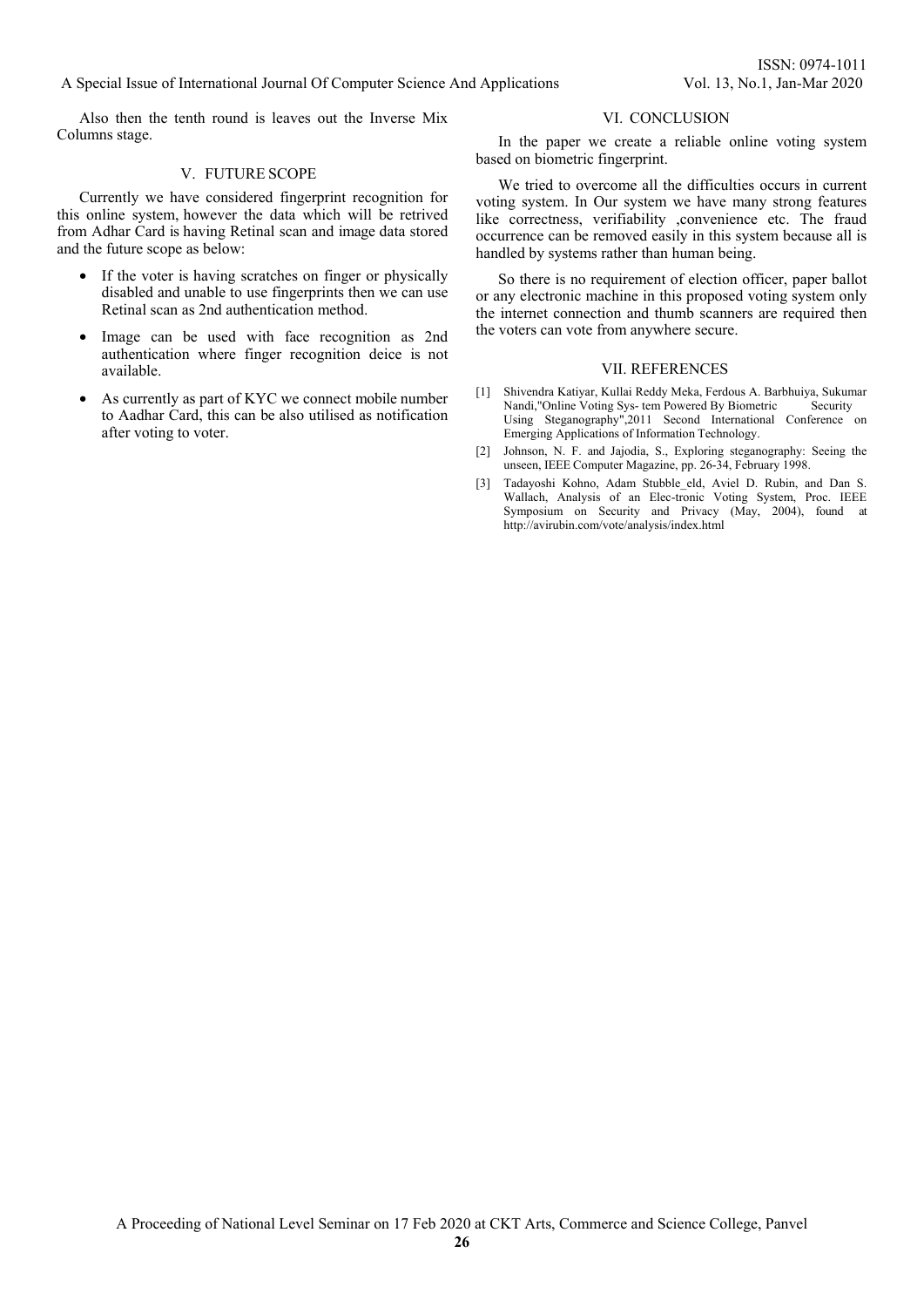Also then the tenth round is leaves out the Inverse Mix Columns stage.

## V. FUTURE SCOPE

Currently we have considered fingerprint recognition for this online system, however the data which will be retrived from Adhar Card is having Retinal scan and image data stored and the future scope as below:

- If the voter is having scratches on finger or physically disabled and unable to use fingerprints then we can use Retinal scan as 2nd authentication method.
- Image can be used with face recognition as 2nd authentication where finger recognition deice is not available.
- As currently as part of KYC we connect mobile number to Aadhar Card, this can be also utilised as notification after voting to voter.

## VI. CONCLUSION

In the paper we create a reliable online voting system based on biometric fingerprint.

We tried to overcome all the difficulties occurs in current voting system. In Our system we have many strong features like correctness, verifiability ,convenience etc. The fraud occurrence can be removed easily in this system because all is handled by systems rather than human being.

So there is no requirement of election officer, paper ballot or any electronic machine in this proposed voting system only the internet connection and thumb scanners are required then the voters can vote from anywhere secure.

## VII. REFERENCES

[1] Shivendra Katiyar, Kullai Reddy Meka, Ferdous A. Barbhuiya, Sukumar Nandi,"Online Voting Sys- tem Powered By Biometric Security Using Steganography",2011 Second International Conference on Emerging Applications of Information Technology.

[2] Johnson, N. F. and Jajodia, S., Exploring steganography: Seeing the unseen, IEEE Computer Magazine, pp. 26-34, February 1998.

[3] Tadayoshi Kohno, Adam Stubble_eld, Aviel D. Rubin, and Dan S. Wallach, Analysis of an Elec-tronic Voting System, Proc. IEEE Symposium on Security and Privacy (May, 2004), found at http://avirubin.com/vote/analysis/index.html